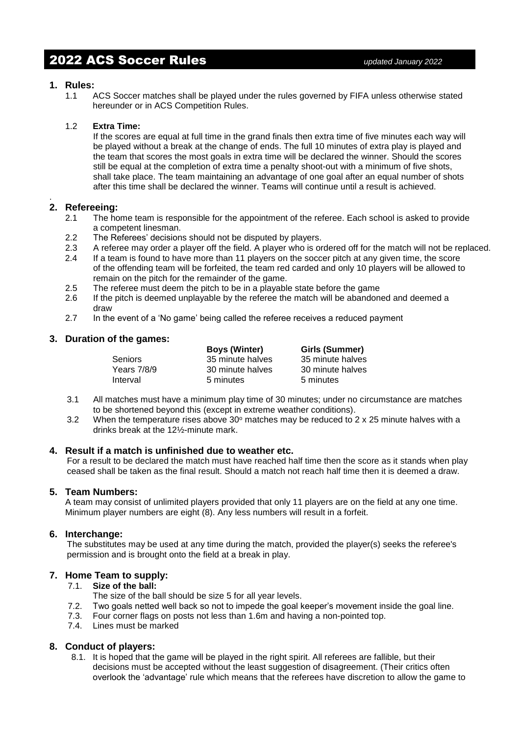# 2022 ACS Soccer Rules

*updated January 2022*

## 1. Rules:

1.1 ACS Soccer matches shall be played under the rules governed by FIFA unless otherwise stated hereunder or in ACS Competition Rules.

1.2 **Extra Time:**

If the scores are equal at full time in the grand finals then extra time of five minutes each way will be played without a break at the change of ends. The full 10 minutes of extra play is played and the team that scores the most goals in extra time will be declared the winner. Should the scores still be equal at the completion of extra time a penalty shoot-out with a minimum of five shots, shall take place. The team maintaining an advantage of one goal after an equal number of shots after this time shall be declared the winner. Teams will continue until a result is achieved.

## 2. Refereeing:

2.1 The home team is responsible for the appointment of the referee. Each school is asked to provide a competent linesman.

2.2 The Referees' decisions should not be disputed by players.

2.3 A referee may order a player off the field. A player who is ordered off for the match will not be replaced.

2.4 If a team is found to have more than 11 players on the soccer pitch at any given time, the score of the offending team will be forfeited, the team red carded and only 10 players will be allowed to remain on the pitch for the remainder of the game.

2.5 The referee must deem the pitch to be in a playable state before the game

2.6 If the pitch is deemed unplayable by the referee the match will be abandoned and deemed a draw

2.7 In the event of a 'No game' being called the referee receives a reduced payment

## 3. Duration of the games:

| | **Boys (Winter)** | **Girls (Summer)** |
|---|---|---|
| Seniors | 35 minute halves | 35 minute halves |
| Years 7/8/9 | 30 minute halves | 30 minute halves |
| Interval | 5 minutes | 5 minutes |

3.1 All matches must have a minimum play time of 30 minutes; under no circumstance are matches to be shortened beyond this (except in extreme weather conditions).

3.2 When the temperature rises above 30$^{o}$ matches may be reduced to 2 x 25 minute halves with a drinks break at the 12½-minute mark.

## 4. Result if a match is unfinished due to weather etc.

For a result to be declared the match must have reached half time then the score as it stands when play ceased shall be taken as the final result. Should a match not reach half time then it is deemed a draw.

## 5. Team Numbers:

A team may consist of unlimited players provided that only 11 players are on the field at any one time. Minimum player numbers are eight (8). Any less numbers will result in a forfeit.

## 6. Interchange:

The substitutes may be used at any time during the match, provided the player(s) seeks the referee's permission and is brought onto the field at a break in play.

## 7. Home Team to supply:

7.1. **Size of the ball:**

The size of the ball should be size 5 for all year levels.

7.2. Two goals netted well back so not to impede the goal keeper's movement inside the goal line.

7.3. Four corner flags on posts not less than 1.6m and having a non-pointed top.

7.4. Lines must be marked

## 8. Conduct of players:

8.1. It is hoped that the game will be played in the right spirit. All referees are fallible, but their decisions must be accepted without the least suggestion of disagreement. (Their critics often overlook the 'advantage' rule which means that the referees have discretion to allow the game to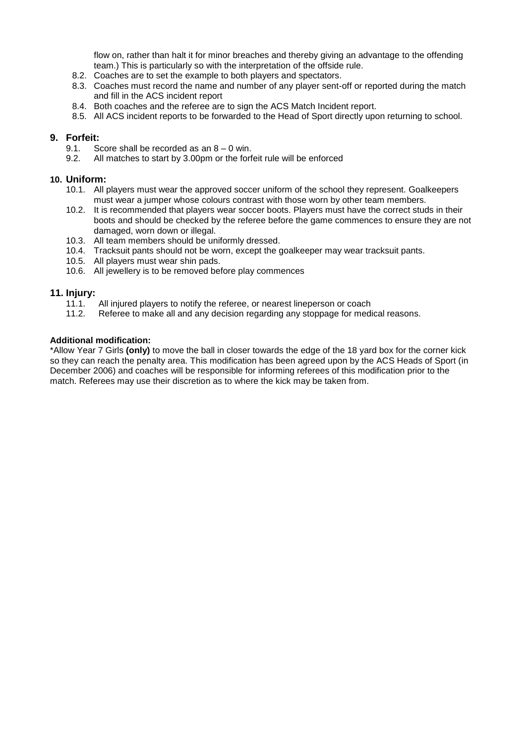flow on, rather than halt it for minor breaches and thereby giving an advantage to the offending team.) This is particularly so with the interpretation of the offside rule.

- 8.2. Coaches are to set the example to both players and spectators.
- 8.3. Coaches must record the name and number of any player sent-off or reported during the match and fill in the ACS incident report
- 8.4. Both coaches and the referee are to sign the ACS Match Incident report.
- 8.5. All ACS incident reports to be forwarded to the Head of Sport directly upon returning to school.

## 9. Forfeit:

- 9.1. Score shall be recorded as an 8 – 0 win.
- 9.2. All matches to start by 3.00pm or the forfeit rule will be enforced

## 10. Uniform:

- 10.1. All players must wear the approved soccer uniform of the school they represent. Goalkeepers must wear a jumper whose colours contrast with those worn by other team members.
- 10.2. It is recommended that players wear soccer boots. Players must have the correct studs in their boots and should be checked by the referee before the game commences to ensure they are not damaged, worn down or illegal.
- 10.3. All team members should be uniformly dressed.
- 10.4. Tracksuit pants should not be worn, except the goalkeeper may wear tracksuit pants.
- 10.5. All players must wear shin pads.
- 10.6. All jewellery is to be removed before play commences

## 11. Injury:

- 11.1. All injured players to notify the referee, or nearest lineperson or coach
- 11.2. Referee to make all and any decision regarding any stoppage for medical reasons.

**Additional modification:**

*Allow Year 7 Girls **(only)** to move the ball in closer towards the edge of the 18 yard box for the corner kick so they can reach the penalty area. This modification has been agreed upon by the ACS Heads of Sport (in December 2006) and coaches will be responsible for informing referees of this modification prior to the match. Referees may use their discretion as to where the kick may be taken from.